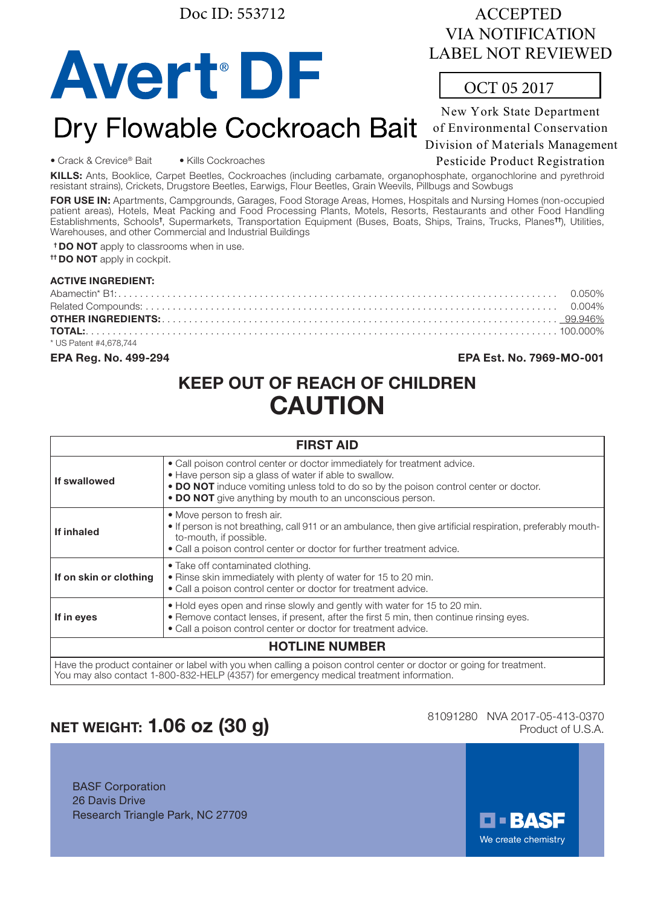Doc ID: 553712

ACCEPTED
VIA NOTIFICATION
LABEL NOT REVIEWED

OCT 05 2017

New York State Department
of Environmental Conservation
Division of Materials Management
Pesticide Product Registration

# Avert® DF

## Dry Flowable Cockroach Bait

• Crack & Crevice® Bait • Kills Cockroaches

**KILLS:** Ants, Booklice, Carpet Beetles, Cockroaches (including carbamate, organophosphate, organochlorine and pyrethroid resistant strains), Crickets, Drugstore Beetles, Earwigs, Flour Beetles, Grain Weevils, Pillbugs and Sowbugs

**FOR USE IN:** Apartments, Campgrounds, Garages, Food Storage Areas, Homes, Hospitals and Nursing Homes (non-occupied patient areas), Hotels, Meat Packing and Food Processing Plants, Motels, Resorts, Restaurants and other Food Handling Establishments, Schools†, Supermarkets, Transportation Equipment (Buses, Boats, Ships, Trains, Trucks, Planes††), Utilities, Warehouses, and other Commercial and Industrial Buildings

† **DO NOT** apply to classrooms when in use.
†† **DO NOT** apply in cockpit.

**ACTIVE INGREDIENT:**

| | |
|---|---|
| Abamectin* B1: | 0.050% |
| Related Compounds: | 0.004% |
| **OTHER INGREDIENTS:** | 99.946% |
| **TOTAL:** | 100.000% |

* US Patent #4,678,744

**EPA Reg. No. 499-294** **EPA Est. No. 7969-MO-001**

## KEEP OUT OF REACH OF CHILDREN
## CAUTION

| FIRST AID | |
|---|---|
| **If swallowed** | • Call poison control center or doctor immediately for treatment advice.<br>• Have person sip a glass of water if able to swallow.<br>• **DO NOT** induce vomiting unless told to do so by the poison control center or doctor.<br>• **DO NOT** give anything by mouth to an unconscious person. |
| **If inhaled** | • Move person to fresh air.<br>• If person is not breathing, call 911 or an ambulance, then give artificial respiration, preferably mouth-to-mouth, if possible.<br>• Call a poison control center or doctor for further treatment advice. |
| **If on skin or clothing** | • Take off contaminated clothing.<br>• Rinse skin immediately with plenty of water for 15 to 20 min.<br>• Call a poison control center or doctor for treatment advice. |
| **If in eyes** | • Hold eyes open and rinse slowly and gently with water for 15 to 20 min.<br>• Remove contact lenses, if present, after the first 5 min, then continue rinsing eyes.<br>• Call a poison control center or doctor for treatment advice. |
| **HOTLINE NUMBER** | |
| Have the product container or label with you when calling a poison control center or doctor or going for treatment. You may also contact 1-800-832-HELP (4357) for emergency medical treatment information. | |

**NET WEIGHT: 1.06 oz (30 g)**

81091280 NVA 2017-05-413-0370
Product of U.S.A.

BASF Corporation
26 Davis Drive
Research Triangle Park, NC 27709

BASF
We create chemistry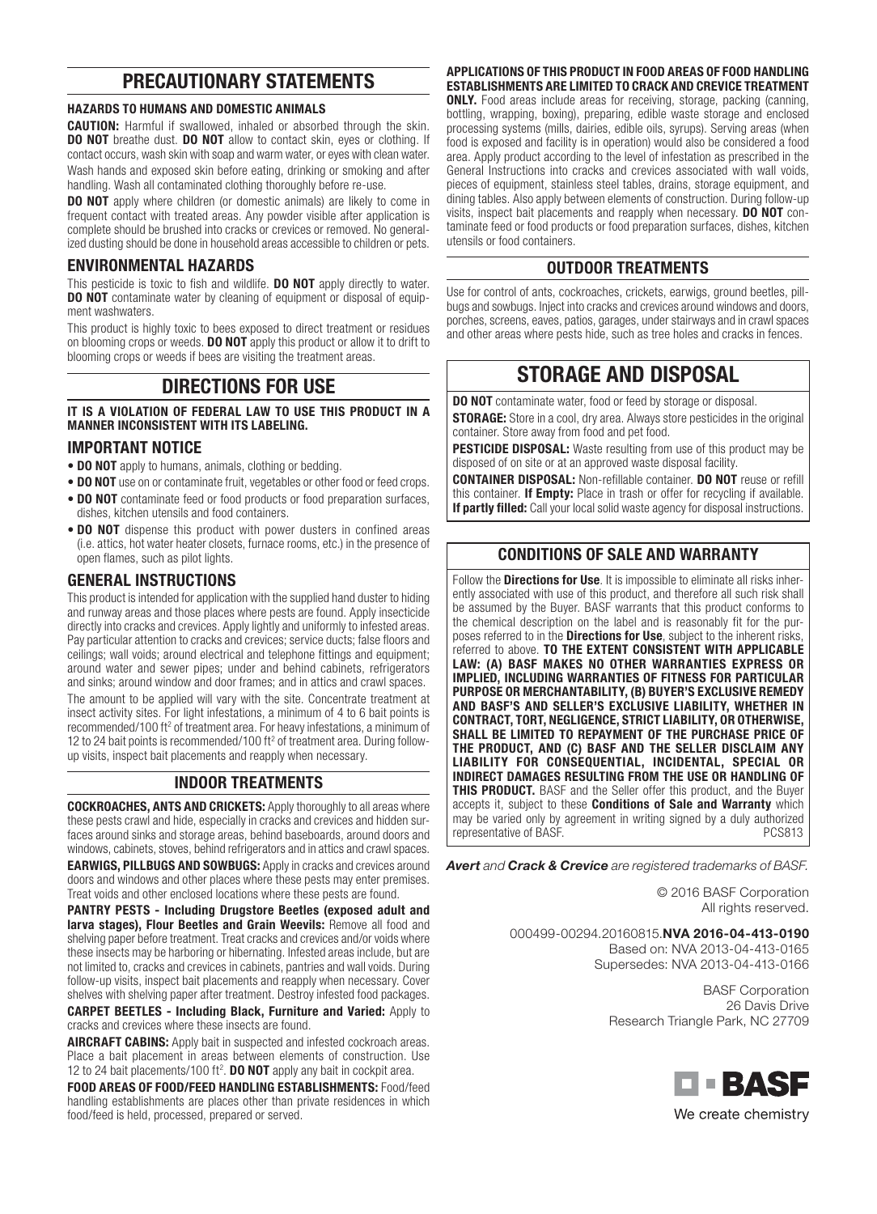## PRECAUTIONARY STATEMENTS

### HAZARDS TO HUMANS AND DOMESTIC ANIMALS

**CAUTION:** Harmful if swallowed, inhaled or absorbed through the skin. **DO NOT** breathe dust. **DO NOT** allow to contact skin, eyes or clothing. If contact occurs, wash skin with soap and warm water, or eyes with clean water. Wash hands and exposed skin before eating, drinking or smoking and after handling. Wash all contaminated clothing thoroughly before re-use.

**DO NOT** apply where children (or domestic animals) are likely to come in frequent contact with treated areas. Any powder visible after application is complete should be brushed into cracks or crevices or removed. No generalized dusting should be done in household areas accessible to children or pets.

### ENVIRONMENTAL HAZARDS

This pesticide is toxic to fish and wildlife. **DO NOT** apply directly to water. **DO NOT** contaminate water by cleaning of equipment or disposal of equipment washwaters.

This product is highly toxic to bees exposed to direct treatment or residues on blooming crops or weeds. **DO NOT** apply this product or allow it to drift to blooming crops or weeds if bees are visiting the treatment areas.

## DIRECTIONS FOR USE

**IT IS A VIOLATION OF FEDERAL LAW TO USE THIS PRODUCT IN A MANNER INCONSISTENT WITH ITS LABELING.**

### IMPORTANT NOTICE

- **DO NOT** apply to humans, animals, clothing or bedding.
- **DO NOT** use on or contaminate fruit, vegetables or other food or feed crops.
- **DO NOT** contaminate feed or food products or food preparation surfaces, dishes, kitchen utensils and food containers.
- **DO NOT** dispense this product with power dusters in confined areas (i.e. attics, hot water heater closets, furnace rooms, etc.) in the presence of open flames, such as pilot lights.

### GENERAL INSTRUCTIONS

This product is intended for application with the supplied hand duster to hiding and runway areas and those places where pests are found. Apply insecticide directly into cracks and crevices. Apply lightly and uniformly to infested areas. Pay particular attention to cracks and crevices; service ducts; false floors and ceilings; wall voids; around electrical and telephone fittings and equipment; around water and sewer pipes; under and behind cabinets, refrigerators and sinks; around window and door frames; and in attics and crawl spaces.

The amount to be applied will vary with the site. Concentrate treatment at insect activity sites. For light infestations, a minimum of 4 to 6 bait points is recommended/100 ft$^2$ of treatment area. For heavy infestations, a minimum of 12 to 24 bait points is recommended/100 ft$^2$ of treatment area. During follow-up visits, inspect bait placements and reapply when necessary.

## INDOOR TREATMENTS

**COCKROACHES, ANTS AND CRICKETS:** Apply thoroughly to all areas where these pests crawl and hide, especially in cracks and crevices and hidden surfaces around sinks and storage areas, behind baseboards, around doors and windows, cabinets, stoves, behind refrigerators and in attics and crawl spaces.

**EARWIGS, PILLBUGS AND SOWBUGS:** Apply in cracks and crevices around doors and windows and other places where these pests may enter premises. Treat voids and other enclosed locations where these pests are found.

**PANTRY PESTS - Including Drugstore Beetles (exposed adult and larva stages), Flour Beetles and Grain Weevils:** Remove all food and shelving paper before treatment. Treat cracks and crevices and/or voids where these insects may be harboring or hibernating. Infested areas include, but are not limited to, cracks and crevices in cabinets, pantries and wall voids. During follow-up visits, inspect bait placements and reapply when necessary. Cover shelves with shelving paper after treatment. Destroy infested food packages.

**CARPET BEETLES - Including Black, Furniture and Varied:** Apply to cracks and crevices where these insects are found.

**AIRCRAFT CABINS:** Apply bait in suspected and infested cockroach areas. Place a bait placement in areas between elements of construction. Use 12 to 24 bait placements/100 ft$^2$. **DO NOT** apply any bait in cockpit area.

**FOOD AREAS OF FOOD/FEED HANDLING ESTABLISHMENTS:** Food/feed handling establishments are places other than private residences in which food/feed is held, processed, prepared or served.

**APPLICATIONS OF THIS PRODUCT IN FOOD AREAS OF FOOD HANDLING ESTABLISHMENTS ARE LIMITED TO CRACK AND CREVICE TREATMENT ONLY.** Food areas include areas for receiving, storage, packing (canning, bottling, wrapping, boxing), preparing, edible waste storage and enclosed processing systems (mills, dairies, edible oils, syrups). Serving areas (when food is exposed and facility is in operation) would also be considered a food area. Apply product according to the level of infestation as prescribed in the General Instructions into cracks and crevices associated with wall voids, pieces of equipment, stainless steel tables, drains, storage equipment, and dining tables. Also apply between elements of construction. During follow-up visits, inspect bait placements and reapply when necessary. **DO NOT** contaminate feed or food products or food preparation surfaces, dishes, kitchen utensils or food containers.

## OUTDOOR TREATMENTS

Use for control of ants, cockroaches, crickets, earwigs, ground beetles, pillbugs and sowbugs. Inject into cracks and crevices around windows and doors, porches, screens, eaves, patios, garages, under stairways and in crawl spaces and other areas where pests hide, such as tree holes and cracks in fences.

## STORAGE AND DISPOSAL

**DO NOT** contaminate water, food or feed by storage or disposal.

**STORAGE:** Store in a cool, dry area. Always store pesticides in the original container. Store away from food and pet food.

**PESTICIDE DISPOSAL:** Waste resulting from use of this product may be disposed of on site or at an approved waste disposal facility.

**CONTAINER DISPOSAL:** Non-refillable container. **DO NOT** reuse or refill this container. **If Empty:** Place in trash or offer for recycling if available. **If partly filled:** Call your local solid waste agency for disposal instructions.

## CONDITIONS OF SALE AND WARRANTY

Follow the **Directions for Use**. It is impossible to eliminate all risks inherently associated with use of this product, and therefore all such risk shall be assumed by the Buyer. BASF warrants that this product conforms to the chemical description on the label and is reasonably fit for the purposes referred to in the **Directions for Use**, subject to the inherent risks, referred to above. **TO THE EXTENT CONSISTENT WITH APPLICABLE LAW: (A) BASF MAKES NO OTHER WARRANTIES EXPRESS OR IMPLIED, INCLUDING WARRANTIES OF FITNESS FOR PARTICULAR PURPOSE OR MERCHANTABILITY, (B) BUYER'S EXCLUSIVE REMEDY AND BASF'S AND SELLER'S EXCLUSIVE LIABILITY, WHETHER IN CONTRACT, TORT, NEGLIGENCE, STRICT LIABILITY, OR OTHERWISE, SHALL BE LIMITED TO REPAYMENT OF THE PURCHASE PRICE OF THE PRODUCT, AND (C) BASF AND THE SELLER DISCLAIM ANY LIABILITY FOR CONSEQUENTIAL, INCIDENTAL, SPECIAL OR INDIRECT DAMAGES RESULTING FROM THE USE OR HANDLING OF THIS PRODUCT.** BASF and the Seller offer this product, and the Buyer accepts it, subject to these **Conditions of Sale and Warranty** which may be varied only by agreement in writing signed by a duly authorized representative of BASF. PCS813

***Avert*** *and* ***Crack & Crevice*** *are registered trademarks of BASF.*

© 2016 BASF Corporation
All rights reserved.

000499-00294.20160815.**NVA 2016-04-413-0190**
Based on: NVA 2013-04-413-0165
Supersedes: NVA 2013-04-413-0166

BASF Corporation
26 Davis Drive
Research Triangle Park, NC 27709

BASF
We create chemistry